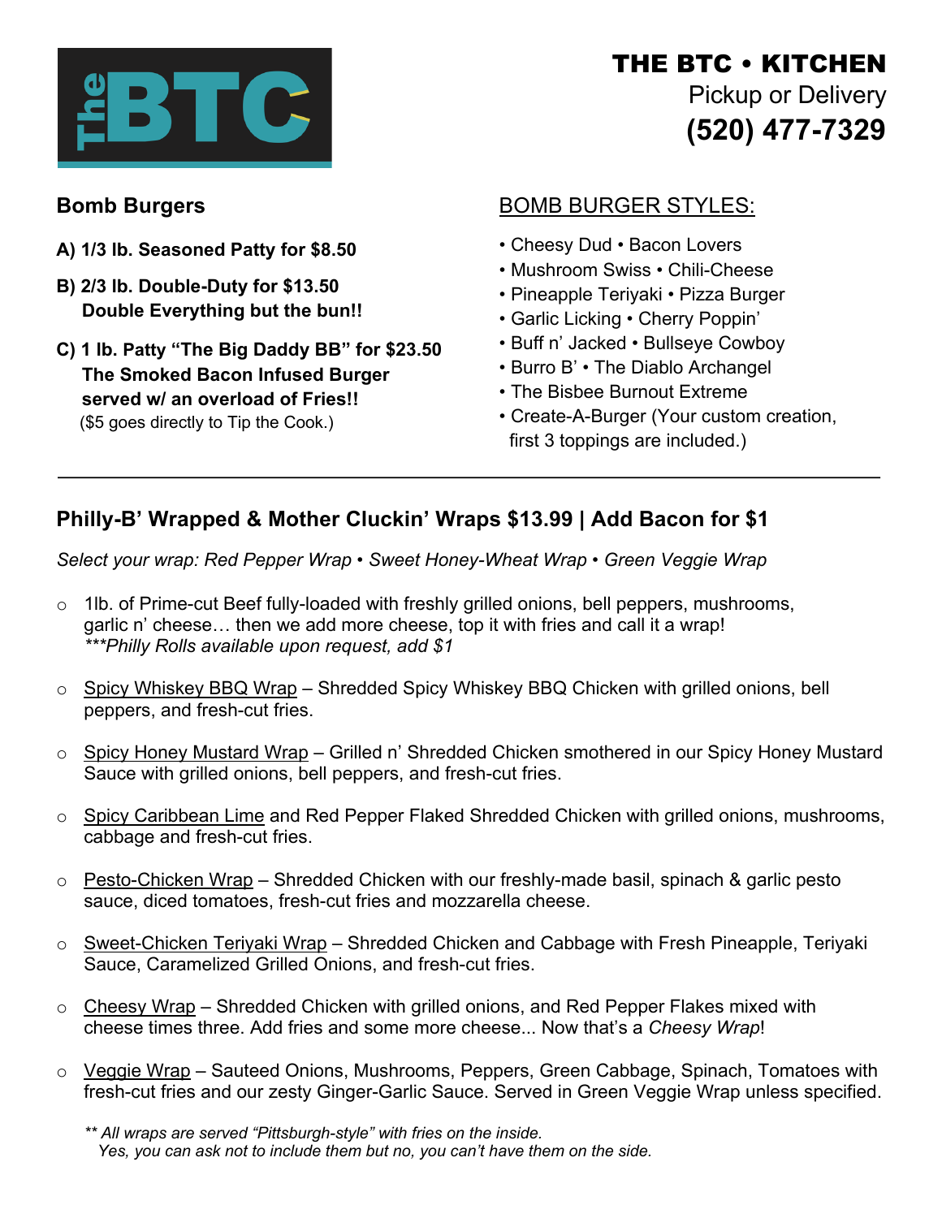# THE BTC • KITCHEN

Pickup or Delivery

**(520) 477-7329**

## Bomb Burgers

**A) 1/3 lb. Seasoned Patty for $8.50**

**B) 2/3 lb. Double-Duty for $13.50**
**Double Everything but the bun!!**

**C) 1 lb. Patty "The Big Daddy BB" for $23.50**
**The Smoked Bacon Infused Burger served w/ an overload of Fries!!**
($5 goes directly to Tip the Cook.)

## BOMB BURGER STYLES:

- Cheesy Dud • Bacon Lovers
- Mushroom Swiss • Chili-Cheese
- Pineapple Teriyaki • Pizza Burger
- Garlic Licking • Cherry Poppin'
- Buff n' Jacked • Bullseye Cowboy
- Burro B' • The Diablo Archangel
- The Bisbee Burnout Extreme
- Create-A-Burger (Your custom creation, first 3 toppings are included.)

---

## Philly-B' Wrapped & Mother Cluckin' Wraps $13.99 | Add Bacon for $1

*Select your wrap: Red Pepper Wrap • Sweet Honey-Wheat Wrap • Green Veggie Wrap*

- 1lb. of Prime-cut Beef fully-loaded with freshly grilled onions, bell peppers, mushrooms, garlic n' cheese… then we add more cheese, top it with fries and call it a wrap!
  *\*\*\*Philly Rolls available upon request, add $1*
- Spicy Whiskey BBQ Wrap – Shredded Spicy Whiskey BBQ Chicken with grilled onions, bell peppers, and fresh-cut fries.
- Spicy Honey Mustard Wrap – Grilled n' Shredded Chicken smothered in our Spicy Honey Mustard Sauce with grilled onions, bell peppers, and fresh-cut fries.
- Spicy Caribbean Lime and Red Pepper Flaked Shredded Chicken with grilled onions, mushrooms, cabbage and fresh-cut fries.
- Pesto-Chicken Wrap – Shredded Chicken with our freshly-made basil, spinach & garlic pesto sauce, diced tomatoes, fresh-cut fries and mozzarella cheese.
- Sweet-Chicken Teriyaki Wrap – Shredded Chicken and Cabbage with Fresh Pineapple, Teriyaki Sauce, Caramelized Grilled Onions, and fresh-cut fries.
- Cheesy Wrap – Shredded Chicken with grilled onions, and Red Pepper Flakes mixed with cheese times three. Add fries and some more cheese... Now that's a *Cheesy Wrap*!
- Veggie Wrap – Sauteed Onions, Mushrooms, Peppers, Green Cabbage, Spinach, Tomatoes with fresh-cut fries and our zesty Ginger-Garlic Sauce. Served in Green Veggie Wrap unless specified.

*\*\* All wraps are served "Pittsburgh-style" with fries on the inside.
Yes, you can ask not to include them but no, you can't have them on the side.*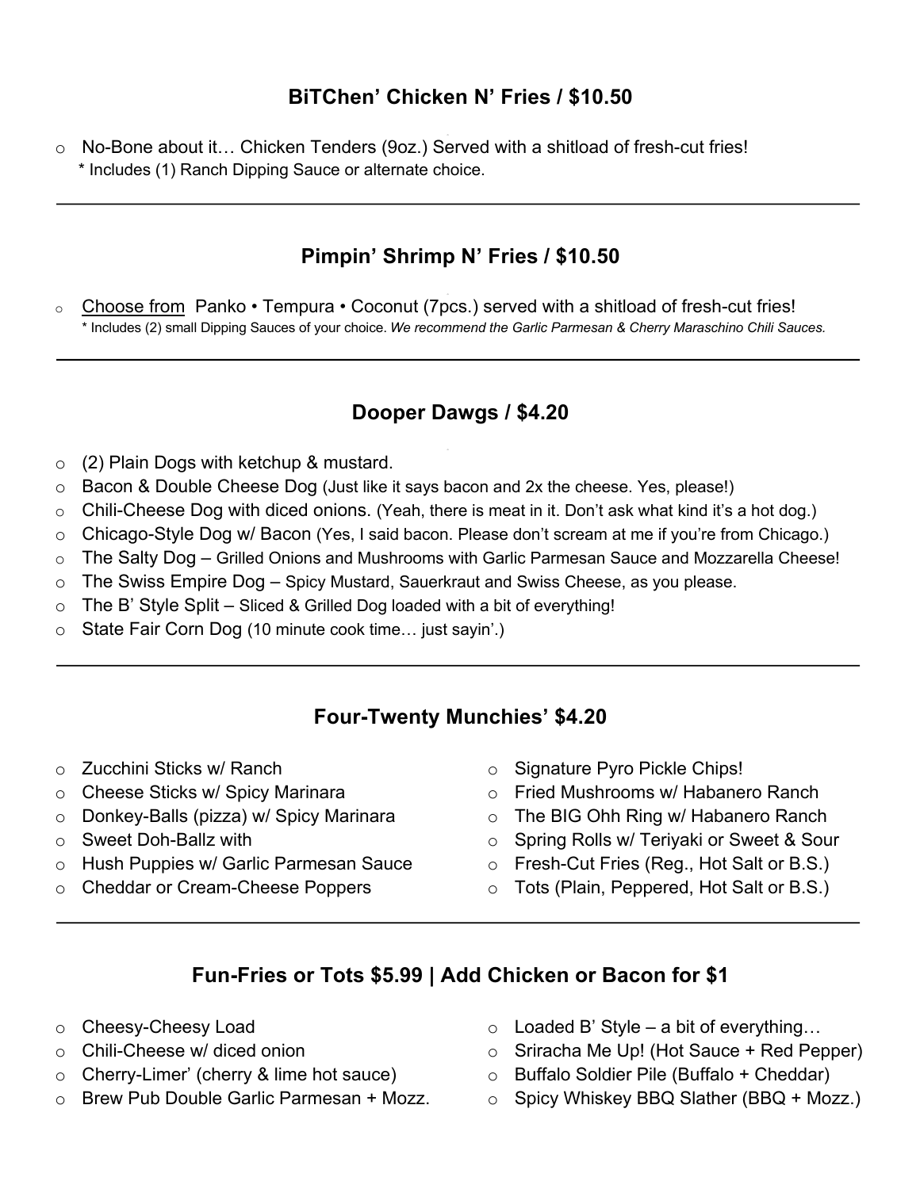## BiTChen' Chicken N' Fries / $10.50

- No-Bone about it… Chicken Tenders (9oz.) Served with a shitload of fresh-cut fries!
  * Includes (1) Ranch Dipping Sauce or alternate choice.

---

## Pimpin' Shrimp N' Fries / $10.50

- Choose from Panko • Tempura • Coconut (7pcs.) served with a shitload of fresh-cut fries!
  * Includes (2) small Dipping Sauces of your choice. *We recommend the Garlic Parmesan & Cherry Maraschino Chili Sauces.*

---

## Dooper Dawgs / $4.20

- (2) Plain Dogs with ketchup & mustard.
- Bacon & Double Cheese Dog (Just like it says bacon and 2x the cheese. Yes, please!)
- Chili-Cheese Dog with diced onions. (Yeah, there is meat in it. Don't ask what kind it's a hot dog.)
- Chicago-Style Dog w/ Bacon (Yes, I said bacon. Please don't scream at me if you're from Chicago.)
- The Salty Dog – Grilled Onions and Mushrooms with Garlic Parmesan Sauce and Mozzarella Cheese!
- The Swiss Empire Dog – Spicy Mustard, Sauerkraut and Swiss Cheese, as you please.
- The B' Style Split – Sliced & Grilled Dog loaded with a bit of everything!
- State Fair Corn Dog (10 minute cook time… just sayin'.)

---

## Four-Twenty Munchies' $4.20

- Zucchini Sticks w/ Ranch
- Cheese Sticks w/ Spicy Marinara
- Donkey-Balls (pizza) w/ Spicy Marinara
- Sweet Doh-Ballz with
- Hush Puppies w/ Garlic Parmesan Sauce
- Cheddar or Cream-Cheese Poppers
- Signature Pyro Pickle Chips!
- Fried Mushrooms w/ Habanero Ranch
- The BIG Ohh Ring w/ Habanero Ranch
- Spring Rolls w/ Teriyaki or Sweet & Sour
- Fresh-Cut Fries (Reg., Hot Salt or B.S.)
- Tots (Plain, Peppered, Hot Salt or B.S.)

---

## Fun-Fries or Tots $5.99 | Add Chicken or Bacon for $1

- Cheesy-Cheesy Load
- Chili-Cheese w/ diced onion
- Cherry-Limer' (cherry & lime hot sauce)
- Brew Pub Double Garlic Parmesan + Mozz.
- Loaded B' Style – a bit of everything…
- Sriracha Me Up! (Hot Sauce + Red Pepper)
- Buffalo Soldier Pile (Buffalo + Cheddar)
- Spicy Whiskey BBQ Slather (BBQ + Mozz.)